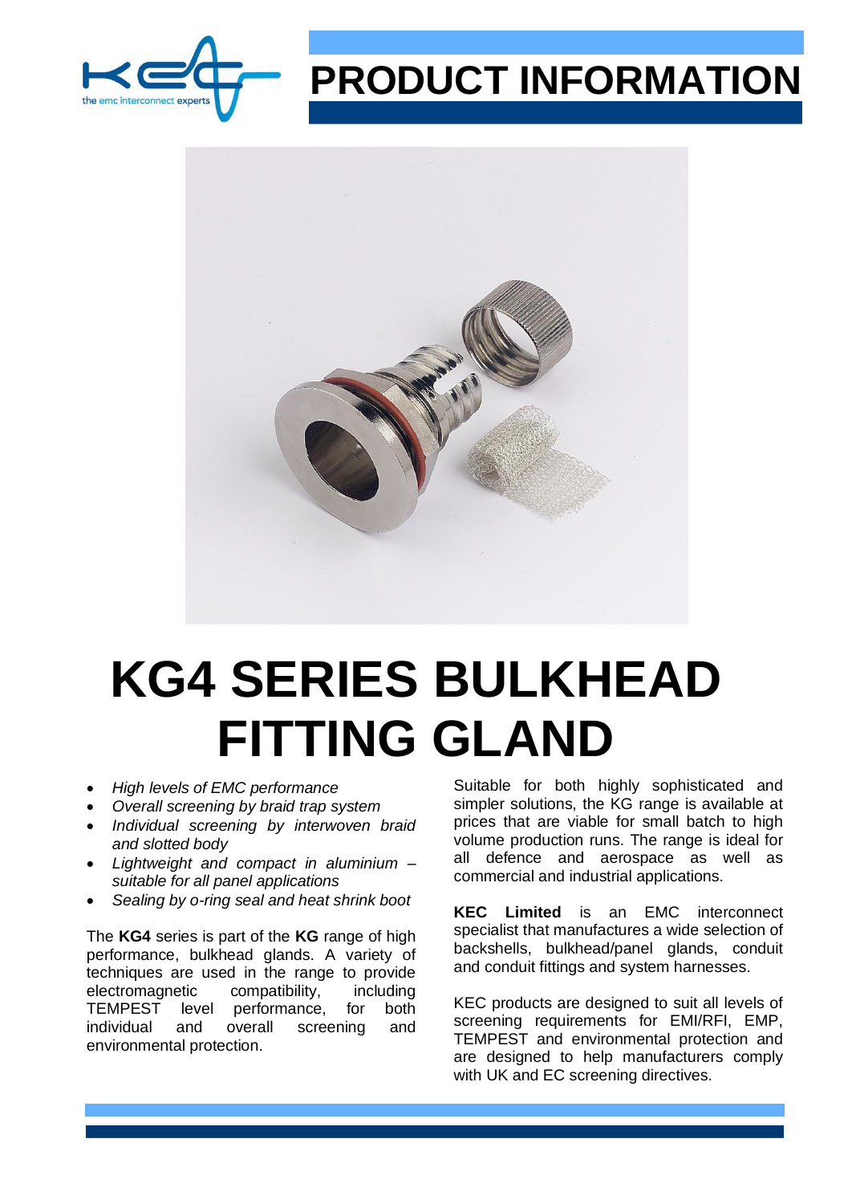# PRODUCT INFORMATION

# KG4 SERIES BULKHEAD FITTING GLAND

- *High levels of EMC performance*
- *Overall screening by braid trap system*
- *Individual screening by interwoven braid and slotted body*
- *Lightweight and compact in aluminium – suitable for all panel applications*
- *Sealing by o-ring seal and heat shrink boot*

The **KG4** series is part of the **KG** range of high performance, bulkhead glands. A variety of techniques are used in the range to provide electromagnetic compatibility, including TEMPEST level performance, for both individual and overall screening and environmental protection.

Suitable for both highly sophisticated and simpler solutions, the KG range is available at prices that are viable for small batch to high volume production runs. The range is ideal for all defence and aerospace as well as commercial and industrial applications.

**KEC Limited** is an EMC interconnect specialist that manufactures a wide selection of backshells, bulkhead/panel glands, conduit and conduit fittings and system harnesses.

KEC products are designed to suit all levels of screening requirements for EMI/RFI, EMP, TEMPEST and environmental protection and are designed to help manufacturers comply with UK and EC screening directives.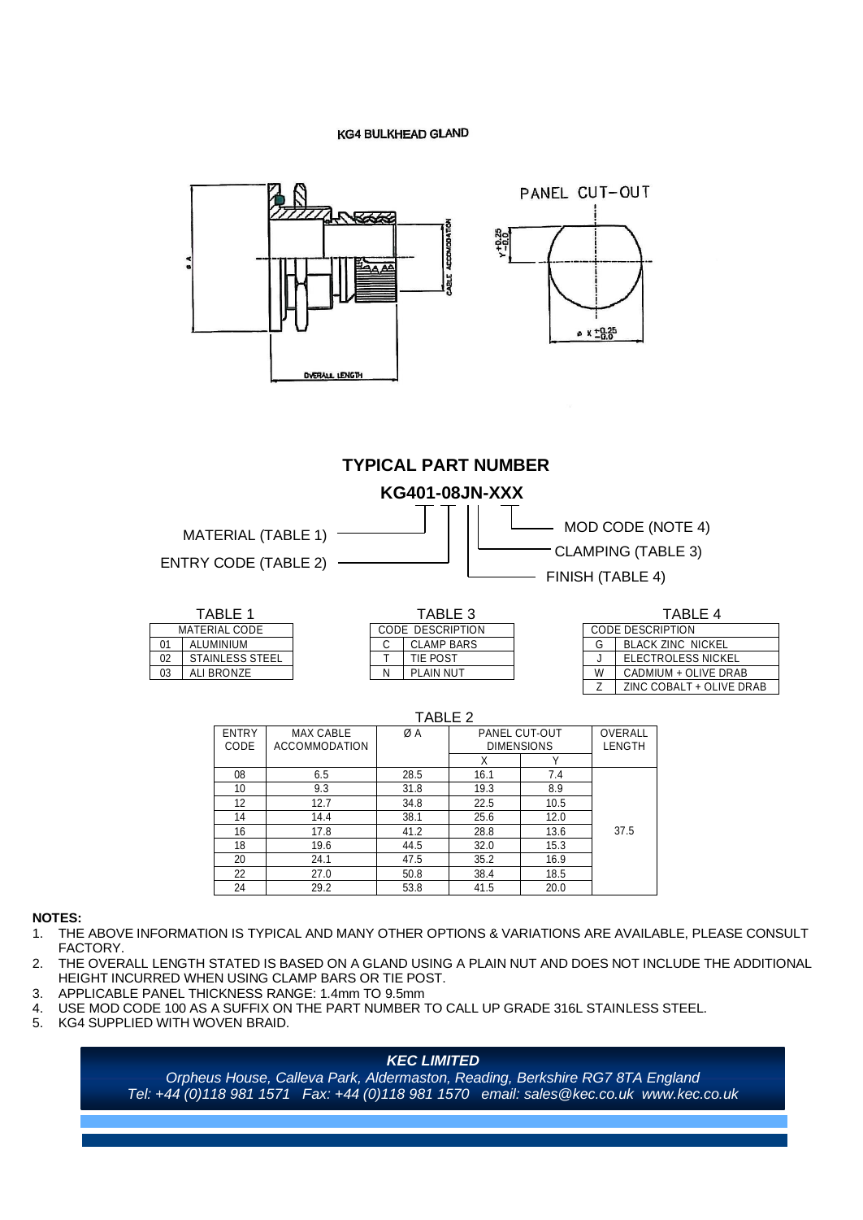KG4 BULKHEAD GLAND

PANEL CUT-OUT

Ø A

CABLE ACCOMODATION

OVERALL LENGTH

$Y^{+0.25}_{-0.0}$

$\emptyset\ X^{+0.25}_{-0.0}$

## TYPICAL PART NUMBER

**KG401-08JN-XXX**

- MATERIAL (TABLE 1)
- ENTRY CODE (TABLE 2)
- MOD CODE (NOTE 4)
- CLAMPING (TABLE 3)
- FINISH (TABLE 4)

TABLE 1

| MATERIAL CODE | |
|---|---|
| 01 | ALUMINIUM |
| 02 | STAINLESS STEEL |
| 03 | ALI BRONZE |

TABLE 3

| CODE | DESCRIPTION |
|---|---|
| C | CLAMP BARS |
| T | TIE POST |
| N | PLAIN NUT |

TABLE 4

| CODE | DESCRIPTION |
|---|---|
| G | BLACK ZINC NICKEL |
| J | ELECTROLESS NICKEL |
| W | CADMIUM + OLIVE DRAB |
| Z | ZINC COBALT + OLIVE DRAB |

TABLE 2

| ENTRY CODE | MAX CABLE ACCOMMODATION | Ø A | PANEL CUT-OUT DIMENSIONS | | OVERALL LENGTH |
|---|---|---|---|---|---|
| | | | X | Y | |
| 08 | 6.5 | 28.5 | 16.1 | 7.4 | 37.5 |
| 10 | 9.3 | 31.8 | 19.3 | 8.9 | |
| 12 | 12.7 | 34.8 | 22.5 | 10.5 | |
| 14 | 14.4 | 38.1 | 25.6 | 12.0 | |
| 16 | 17.8 | 41.2 | 28.8 | 13.6 | |
| 18 | 19.6 | 44.5 | 32.0 | 15.3 | |
| 20 | 24.1 | 47.5 | 35.2 | 16.9 | |
| 22 | 27.0 | 50.8 | 38.4 | 18.5 | |
| 24 | 29.2 | 53.8 | 41.5 | 20.0 | |

**NOTES:**

1. THE ABOVE INFORMATION IS TYPICAL AND MANY OTHER OPTIONS & VARIATIONS ARE AVAILABLE, PLEASE CONSULT FACTORY.
2. THE OVERALL LENGTH STATED IS BASED ON A GLAND USING A PLAIN NUT AND DOES NOT INCLUDE THE ADDITIONAL HEIGHT INCURRED WHEN USING CLAMP BARS OR TIE POST.
3. APPLICABLE PANEL THICKNESS RANGE: 1.4mm TO 9.5mm
4. USE MOD CODE 100 AS A SUFFIX ON THE PART NUMBER TO CALL UP GRADE 316L STAINLESS STEEL.
5. KG4 SUPPLIED WITH WOVEN BRAID.

***KEC LIMITED***

*Orpheus House, Calleva Park, Aldermaston, Reading, Berkshire RG7 8TA England*
*Tel: +44 (0)118 981 1571 Fax: +44 (0)118 981 1570 email: sales@kec.co.uk www.kec.co.uk*